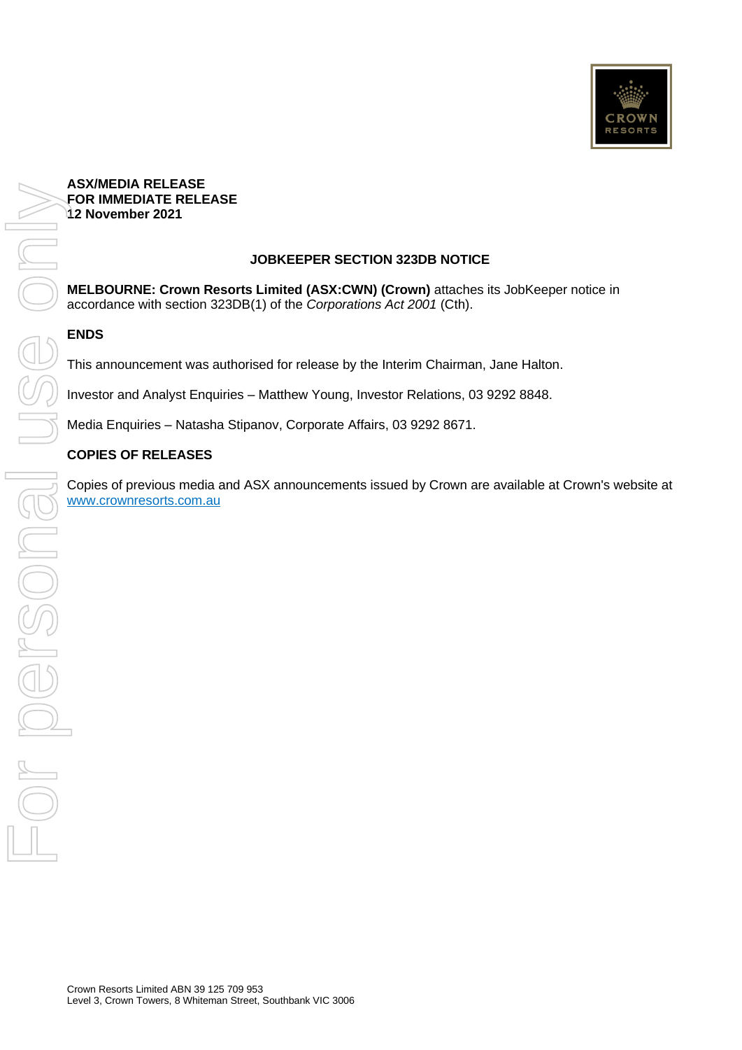**ASX/MEDIA RELEASE**
**FOR IMMEDIATE RELEASE**
**12 November 2021**

# JOBKEEPER SECTION 323DB NOTICE

**MELBOURNE: Crown Resorts Limited (ASX:CWN) (Crown)** attaches its JobKeeper notice in accordance with section 323DB(1) of the *Corporations Act 2001* (Cth).

## ENDS

This announcement was authorised for release by the Interim Chairman, Jane Halton.

Investor and Analyst Enquiries – Matthew Young, Investor Relations, 03 9292 8848.

Media Enquiries – Natasha Stipanov, Corporate Affairs, 03 9292 8671.

## COPIES OF RELEASES

Copies of previous media and ASX announcements issued by Crown are available at Crown's website at www.crownresorts.com.au

Crown Resorts Limited ABN 39 125 709 953
Level 3, Crown Towers, 8 Whiteman Street, Southbank VIC 3006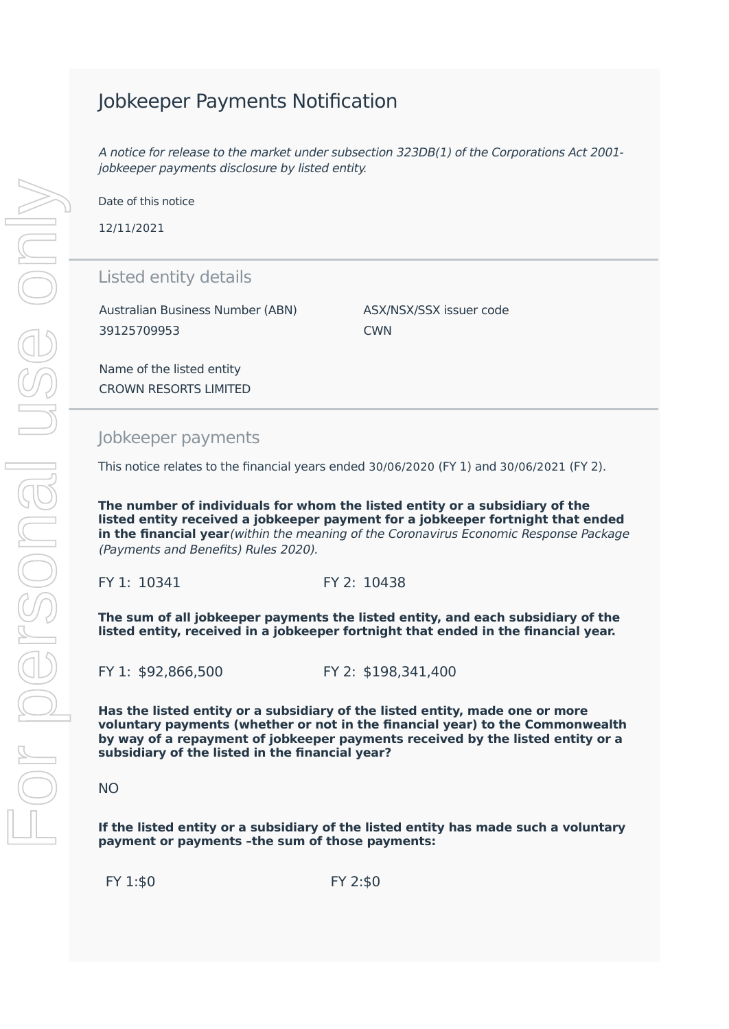# Jobkeeper Payments Notification

*A notice for release to the market under subsection 323DB(1) of the Corporations Act 2001-jobkeeper payments disclosure by listed entity.*

Date of this notice

12/11/2021

## Listed entity details

Australian Business Number (ABN)

39125709953

ASX/NSX/SSX issuer code

CWN

Name of the listed entity

CROWN RESORTS LIMITED

## Jobkeeper payments

This notice relates to the financial years ended 30/06/2020 (FY 1) and 30/06/2021 (FY 2).

**The number of individuals for whom the listed entity or a subsidiary of the listed entity received a jobkeeper payment for a jobkeeper fortnight that ended in the financial year***(within the meaning of the Coronavirus Economic Response Package (Payments and Benefits) Rules 2020).*

FY 1: 10341

FY 2: 10438

**The sum of all jobkeeper payments the listed entity, and each subsidiary of the listed entity, received in a jobkeeper fortnight that ended in the financial year.**

FY 1: $92,866,500

FY 2: $198,341,400

**Has the listed entity or a subsidiary of the listed entity, made one or more voluntary payments (whether or not in the financial year) to the Commonwealth by way of a repayment of jobkeeper payments received by the listed entity or a subsidiary of the listed in the financial year?**

NO

**If the listed entity or a subsidiary of the listed entity has made such a voluntary payment or payments –the sum of those payments:**

FY 1:$0

FY 2:$0